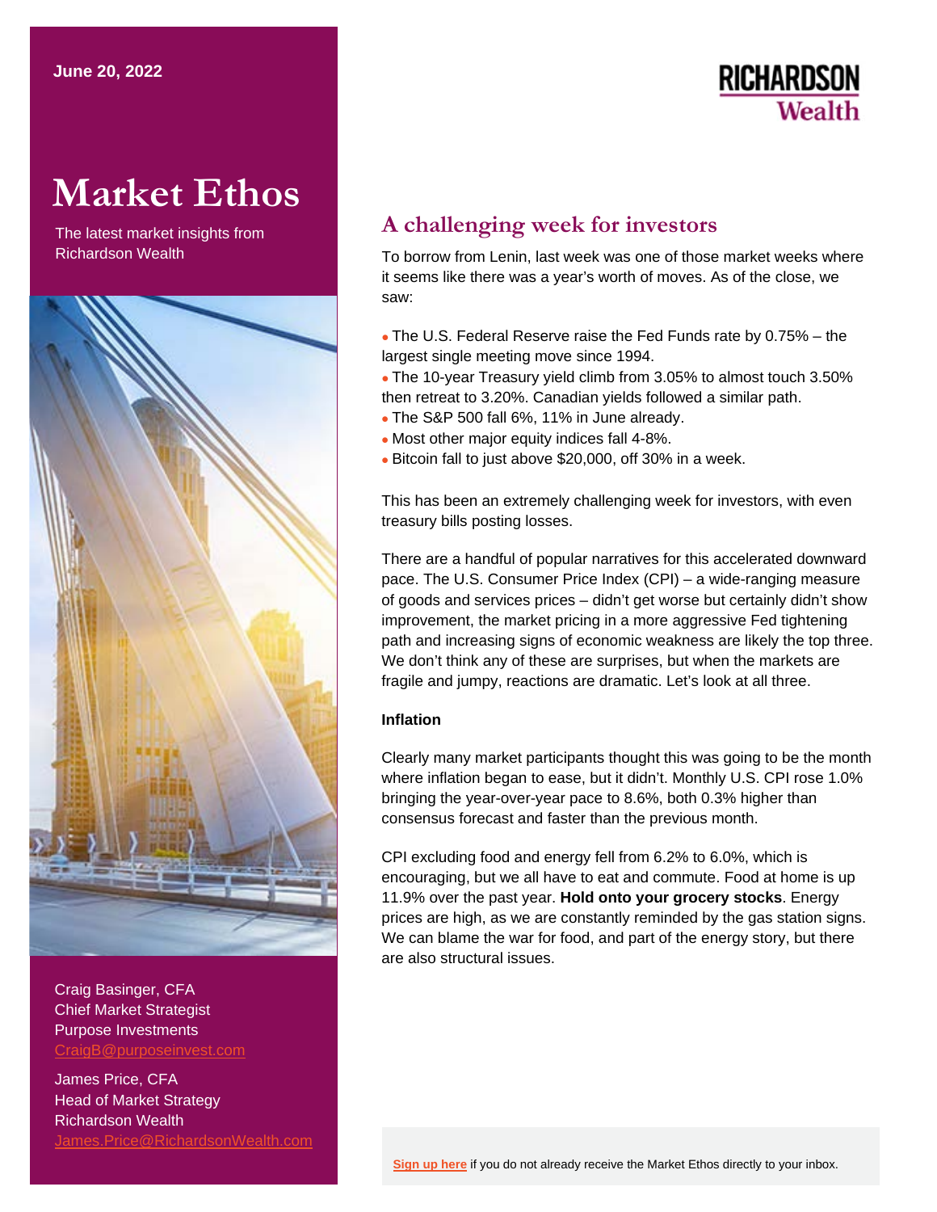June 20, 2022

# Market Ethos

The latest market insights from Richardson Wealth

Craig Basinger, CFA
Chief Market Strategist
Purpose Investments
CraigB@purposeinvest.com

James Price, CFA
Head of Market Strategy
Richardson Wealth
James.Price@RichardsonWealth.com

## A challenging week for investors

To borrow from Lenin, last week was one of those market weeks where it seems like there was a year's worth of moves. As of the close, we saw:

- The U.S. Federal Reserve raise the Fed Funds rate by 0.75% – the largest single meeting move since 1994.
- The 10-year Treasury yield climb from 3.05% to almost touch 3.50% then retreat to 3.20%. Canadian yields followed a similar path.
- The S&P 500 fall 6%, 11% in June already.
- Most other major equity indices fall 4-8%.
- Bitcoin fall to just above $20,000, off 30% in a week.

This has been an extremely challenging week for investors, with even treasury bills posting losses.

There are a handful of popular narratives for this accelerated downward pace. The U.S. Consumer Price Index (CPI) – a wide-ranging measure of goods and services prices – didn't get worse but certainly didn't show improvement, the market pricing in a more aggressive Fed tightening path and increasing signs of economic weakness are likely the top three. We don't think any of these are surprises, but when the markets are fragile and jumpy, reactions are dramatic. Let's look at all three.

**Inflation**

Clearly many market participants thought this was going to be the month where inflation began to ease, but it didn't. Monthly U.S. CPI rose 1.0% bringing the year-over-year pace to 8.6%, both 0.3% higher than consensus forecast and faster than the previous month.

CPI excluding food and energy fell from 6.2% to 6.0%, which is encouraging, but we all have to eat and commute. Food at home is up 11.9% over the past year. **Hold onto your grocery stocks**. Energy prices are high, as we are constantly reminded by the gas station signs. We can blame the war for food, and part of the energy story, but there are also structural issues.

Sign up here if you do not already receive the Market Ethos directly to your inbox.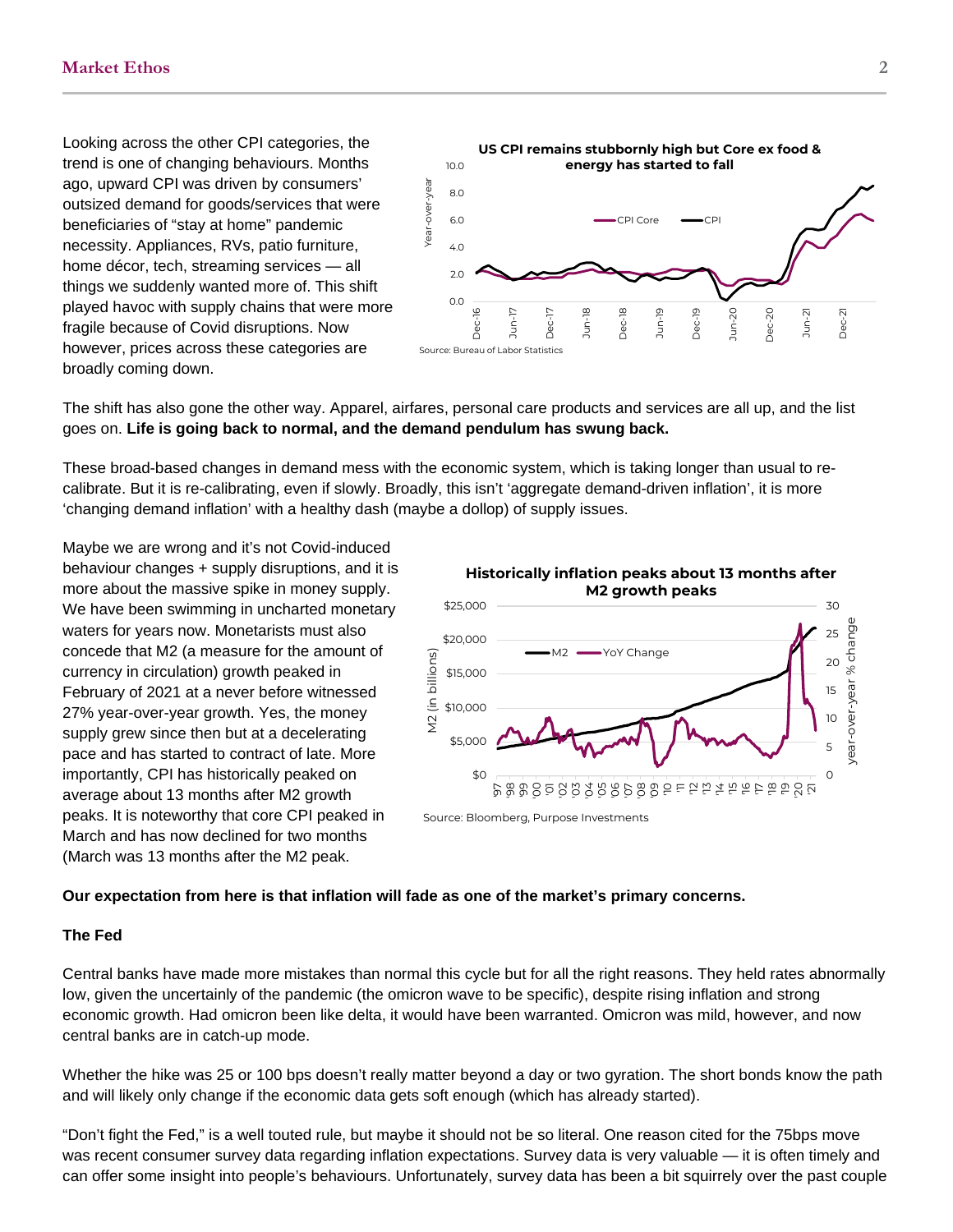Looking across the other CPI categories, the trend is one of changing behaviours. Months ago, upward CPI was driven by consumers' outsized demand for goods/services that were beneficiaries of "stay at home" pandemic necessity. Appliances, RVs, patio furniture, home décor, tech, streaming services — all things we suddenly wanted more of. This shift played havoc with supply chains that were more fragile because of Covid disruptions. Now however, prices across these categories are broadly coming down.

**US CPI remains stubbornly high but Core ex food & energy has started to fall**

Source: Bureau of Labor Statistics

The shift has also gone the other way. Apparel, airfares, personal care products and services are all up, and the list goes on. **Life is going back to normal, and the demand pendulum has swung back.**

These broad-based changes in demand mess with the economic system, which is taking longer than usual to re-calibrate. But it is re-calibrating, even if slowly. Broadly, this isn't 'aggregate demand-driven inflation', it is more 'changing demand inflation' with a healthy dash (maybe a dollop) of supply issues.

Maybe we are wrong and it's not Covid-induced behaviour changes + supply disruptions, and it is more about the massive spike in money supply. We have been swimming in uncharted monetary waters for years now. Monetarists must also concede that M2 (a measure for the amount of currency in circulation) growth peaked in February of 2021 at a never before witnessed 27% year-over-year growth. Yes, the money supply grew since then but at a decelerating pace and has started to contract of late. More importantly, CPI has historically peaked on average about 13 months after M2 growth peaks. It is noteworthy that core CPI peaked in March and has now declined for two months (March was 13 months after the M2 peak.

**Historically inflation peaks about 13 months after M2 growth peaks**

Source: Bloomberg, Purpose Investments

**Our expectation from here is that inflation will fade as one of the market's primary concerns.**

**The Fed**

Central banks have made more mistakes than normal this cycle but for all the right reasons. They held rates abnormally low, given the uncertainly of the pandemic (the omicron wave to be specific), despite rising inflation and strong economic growth. Had omicron been like delta, it would have been warranted. Omicron was mild, however, and now central banks are in catch-up mode.

Whether the hike was 25 or 100 bps doesn't really matter beyond a day or two gyration. The short bonds know the path and will likely only change if the economic data gets soft enough (which has already started).

"Don't fight the Fed," is a well touted rule, but maybe it should not be so literal. One reason cited for the 75bps move was recent consumer survey data regarding inflation expectations. Survey data is very valuable — it is often timely and can offer some insight into people's behaviours. Unfortunately, survey data has been a bit squirrely over the past couple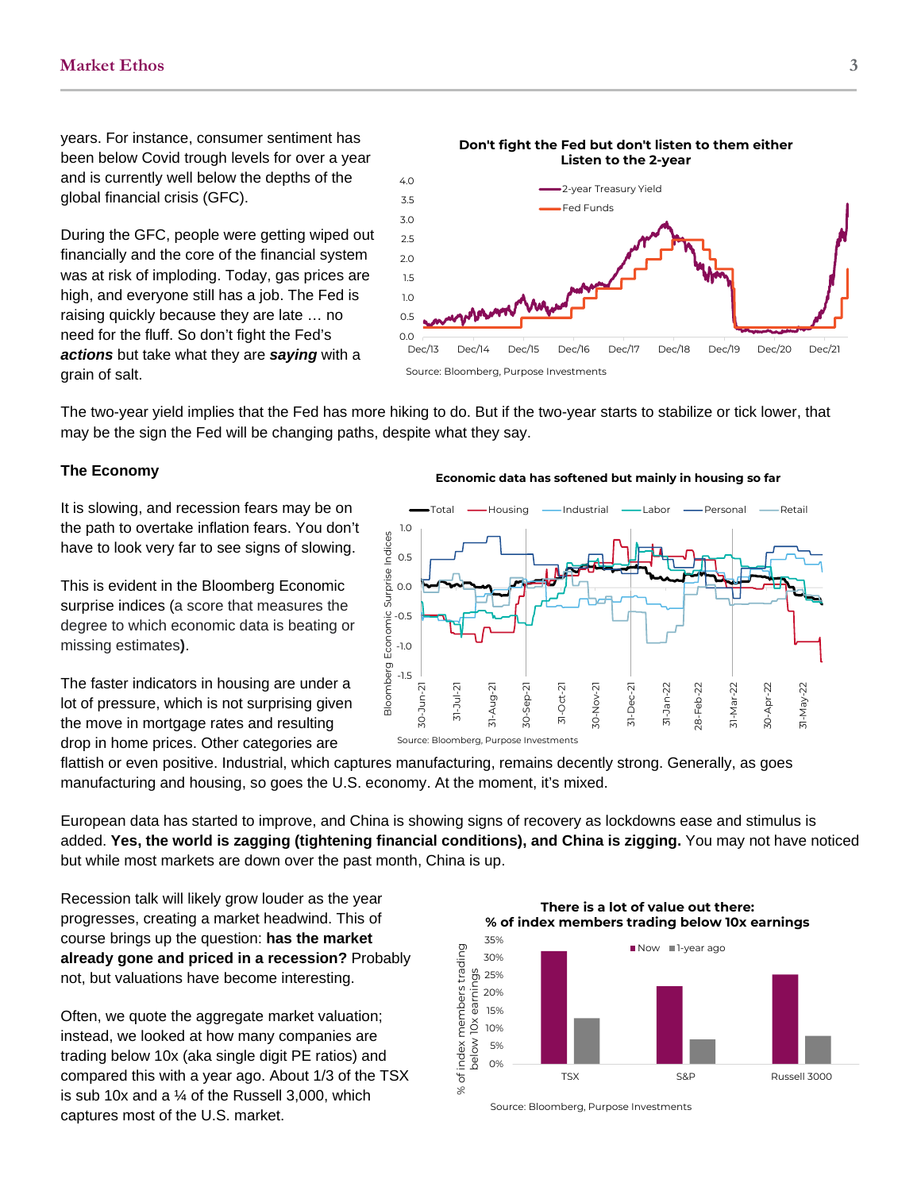years. For instance, consumer sentiment has been below Covid trough levels for over a year and is currently well below the depths of the global financial crisis (GFC).

During the GFC, people were getting wiped out financially and the core of the financial system was at risk of imploding. Today, gas prices are high, and everyone still has a job. The Fed is raising quickly because they are late … no need for the fluff. So don't fight the Fed's ***actions*** but take what they are ***saying*** with a grain of salt.

**Don't fight the Fed but don't listen to them either Listen to the 2-year**

Source: Bloomberg, Purpose Investments

The two-year yield implies that the Fed has more hiking to do. But if the two-year starts to stabilize or tick lower, that may be the sign the Fed will be changing paths, despite what they say.

### The Economy

It is slowing, and recession fears may be on the path to overtake inflation fears. You don't have to look very far to see signs of slowing.

This is evident in the Bloomberg Economic surprise indices (a score that measures the degree to which economic data is beating or missing estimates).

The faster indicators in housing are under a lot of pressure, which is not surprising given the move in mortgage rates and resulting drop in home prices. Other categories are flattish or even positive. Industrial, which captures manufacturing, remains decently strong. Generally, as goes manufacturing and housing, so goes the U.S. economy. At the moment, it's mixed.

**Economic data has softened but mainly in housing so far**

Source: Bloomberg, Purpose Investments

European data has started to improve, and China is showing signs of recovery as lockdowns ease and stimulus is added. **Yes, the world is zagging (tightening financial conditions), and China is zigging.** You may not have noticed but while most markets are down over the past month, China is up.

Recession talk will likely grow louder as the year progresses, creating a market headwind. This of course brings up the question: **has the market already gone and priced in a recession?** Probably not, but valuations have become interesting.

Often, we quote the aggregate market valuation; instead, we looked at how many companies are trading below 10x (aka single digit PE ratios) and compared this with a year ago. About 1/3 of the TSX is sub 10x and a ¼ of the Russell 3,000, which captures most of the U.S. market.

**There is a lot of value out there: % of index members trading below 10x earnings**

Source: Bloomberg, Purpose Investments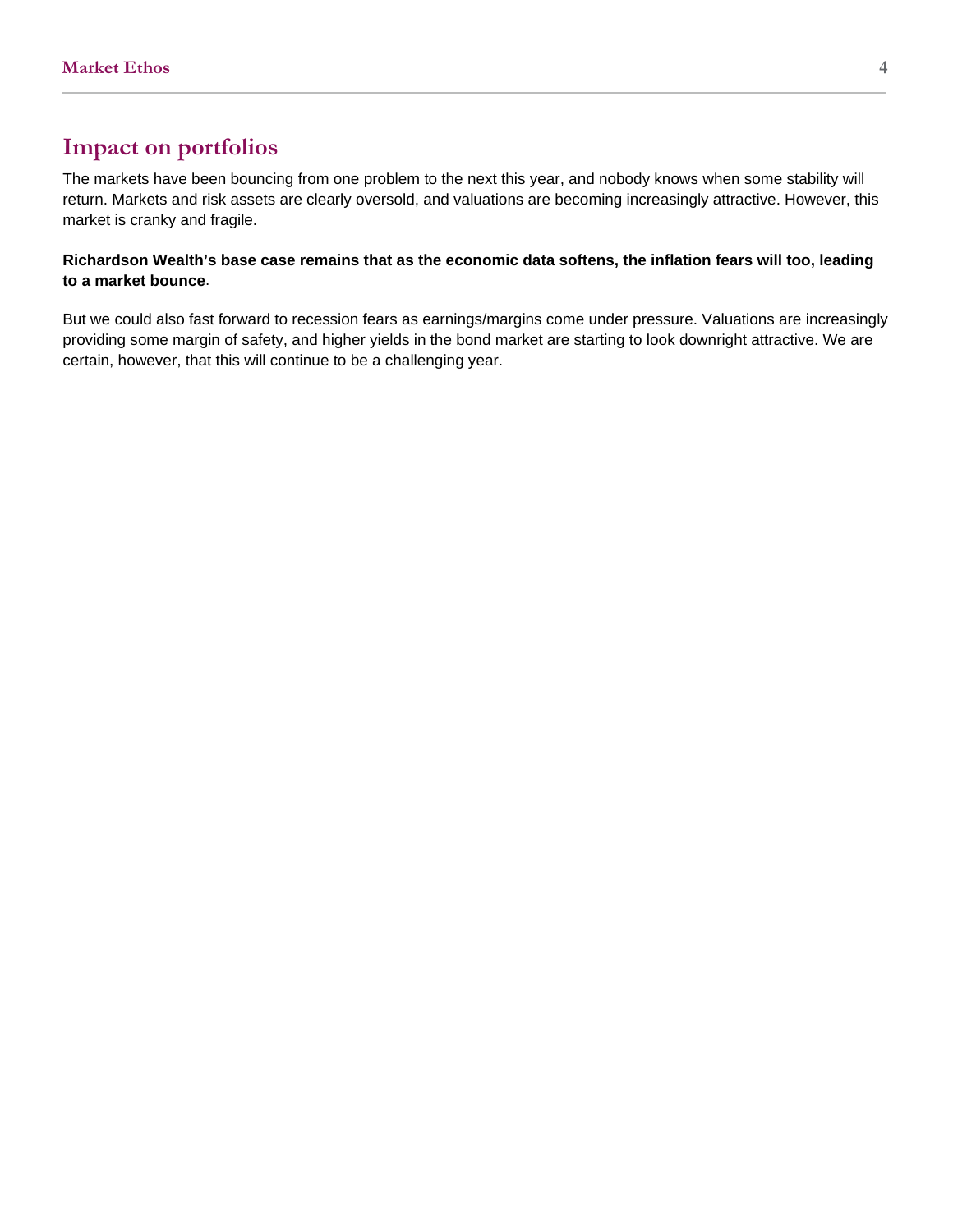## Impact on portfolios

The markets have been bouncing from one problem to the next this year, and nobody knows when some stability will return. Markets and risk assets are clearly oversold, and valuations are becoming increasingly attractive. However, this market is cranky and fragile.

**Richardson Wealth's base case remains that as the economic data softens, the inflation fears will too, leading to a market bounce**.

But we could also fast forward to recession fears as earnings/margins come under pressure. Valuations are increasingly providing some margin of safety, and higher yields in the bond market are starting to look downright attractive. We are certain, however, that this will continue to be a challenging year.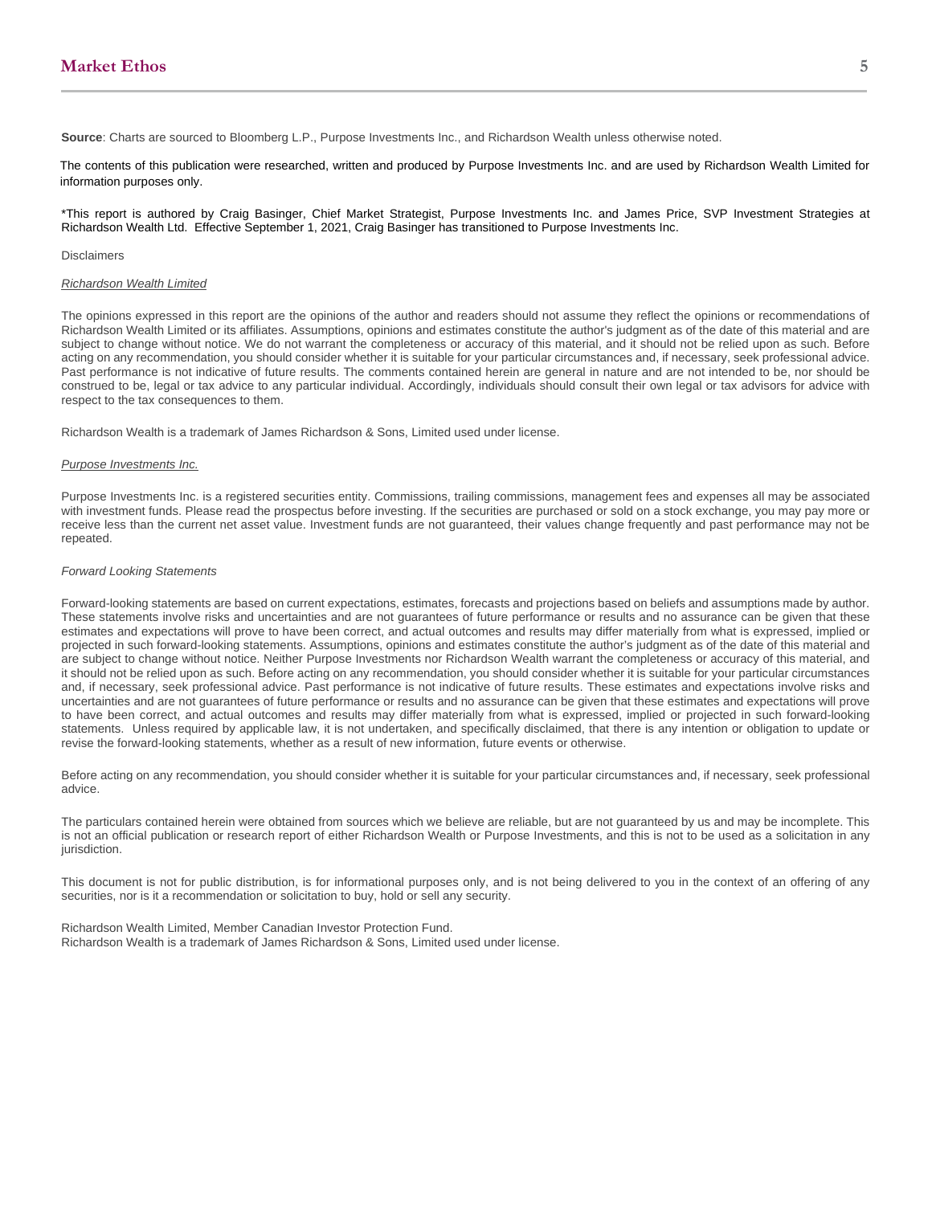**Source**: Charts are sourced to Bloomberg L.P., Purpose Investments Inc., and Richardson Wealth unless otherwise noted.

The contents of this publication were researched, written and produced by Purpose Investments Inc. and are used by Richardson Wealth Limited for information purposes only.

*This report is authored by Craig Basinger, Chief Market Strategist, Purpose Investments Inc. and James Price, SVP Investment Strategies at Richardson Wealth Ltd. Effective September 1, 2021, Craig Basinger has transitioned to Purpose Investments Inc.

Disclaimers

*Richardson Wealth Limited*

The opinions expressed in this report are the opinions of the author and readers should not assume they reflect the opinions or recommendations of Richardson Wealth Limited or its affiliates. Assumptions, opinions and estimates constitute the author's judgment as of the date of this material and are subject to change without notice. We do not warrant the completeness or accuracy of this material, and it should not be relied upon as such. Before acting on any recommendation, you should consider whether it is suitable for your particular circumstances and, if necessary, seek professional advice. Past performance is not indicative of future results. The comments contained herein are general in nature and are not intended to be, nor should be construed to be, legal or tax advice to any particular individual. Accordingly, individuals should consult their own legal or tax advisors for advice with respect to the tax consequences to them.

Richardson Wealth is a trademark of James Richardson & Sons, Limited used under license.

*Purpose Investments Inc.*

Purpose Investments Inc. is a registered securities entity. Commissions, trailing commissions, management fees and expenses all may be associated with investment funds. Please read the prospectus before investing. If the securities are purchased or sold on a stock exchange, you may pay more or receive less than the current net asset value. Investment funds are not guaranteed, their values change frequently and past performance may not be repeated.

*Forward Looking Statements*

Forward-looking statements are based on current expectations, estimates, forecasts and projections based on beliefs and assumptions made by author. These statements involve risks and uncertainties and are not guarantees of future performance or results and no assurance can be given that these estimates and expectations will prove to have been correct, and actual outcomes and results may differ materially from what is expressed, implied or projected in such forward-looking statements. Assumptions, opinions and estimates constitute the author's judgment as of the date of this material and are subject to change without notice. Neither Purpose Investments nor Richardson Wealth warrant the completeness or accuracy of this material, and it should not be relied upon as such. Before acting on any recommendation, you should consider whether it is suitable for your particular circumstances and, if necessary, seek professional advice. Past performance is not indicative of future results. These estimates and expectations involve risks and uncertainties and are not guarantees of future performance or results and no assurance can be given that these estimates and expectations will prove to have been correct, and actual outcomes and results may differ materially from what is expressed, implied or projected in such forward-looking statements. Unless required by applicable law, it is not undertaken, and specifically disclaimed, that there is any intention or obligation to update or revise the forward-looking statements, whether as a result of new information, future events or otherwise.

Before acting on any recommendation, you should consider whether it is suitable for your particular circumstances and, if necessary, seek professional advice.

The particulars contained herein were obtained from sources which we believe are reliable, but are not guaranteed by us and may be incomplete. This is not an official publication or research report of either Richardson Wealth or Purpose Investments, and this is not to be used as a solicitation in any jurisdiction.

This document is not for public distribution, is for informational purposes only, and is not being delivered to you in the context of an offering of any securities, nor is it a recommendation or solicitation to buy, hold or sell any security.

Richardson Wealth Limited, Member Canadian Investor Protection Fund.
Richardson Wealth is a trademark of James Richardson & Sons, Limited used under license.